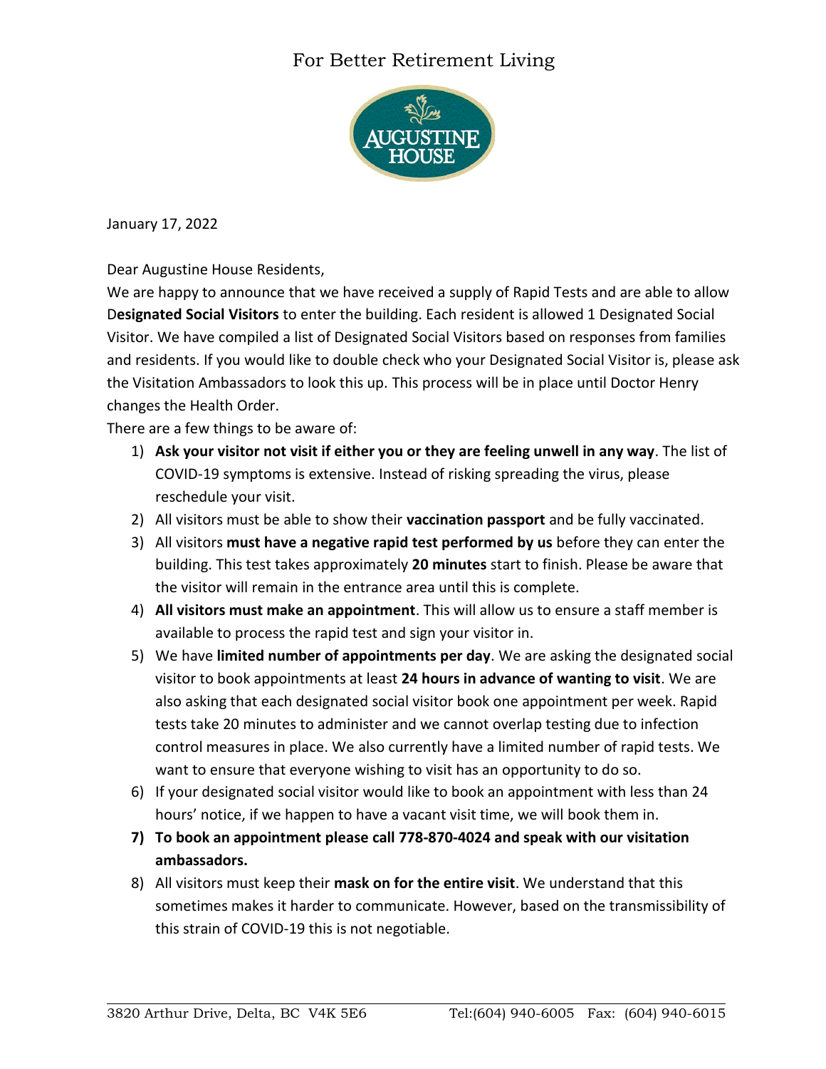For Better Retirement Living

AUGUSTINE HOUSE

January 17, 2022

Dear Augustine House Residents,

We are happy to announce that we have received a supply of Rapid Tests and are able to allow **Designated Social Visitors** to enter the building. Each resident is allowed 1 Designated Social Visitor. We have compiled a list of Designated Social Visitors based on responses from families and residents. If you would like to double check who your Designated Social Visitor is, please ask the Visitation Ambassadors to look this up. This process will be in place until Doctor Henry changes the Health Order.

There are a few things to be aware of:

1) **Ask your visitor not visit if either you or they are feeling unwell in any way**. The list of COVID-19 symptoms is extensive. Instead of risking spreading the virus, please reschedule your visit.
2) All visitors must be able to show their **vaccination passport** and be fully vaccinated.
3) All visitors **must have a negative rapid test performed by us** before they can enter the building. This test takes approximately **20 minutes** start to finish. Please be aware that the visitor will remain in the entrance area until this is complete.
4) **All visitors must make an appointment**. This will allow us to ensure a staff member is available to process the rapid test and sign your visitor in.
5) We have **limited number of appointments per day**. We are asking the designated social visitor to book appointments at least **24 hours in advance of wanting to visit**. We are also asking that each designated social visitor book one appointment per week. Rapid tests take 20 minutes to administer and we cannot overlap testing due to infection control measures in place. We also currently have a limited number of rapid tests. We want to ensure that everyone wishing to visit has an opportunity to do so.
6) If your designated social visitor would like to book an appointment with less than 24 hours' notice, if we happen to have a vacant visit time, we will book them in.
7) **To book an appointment please call 778-870-4024 and speak with our visitation ambassadors.**
8) All visitors must keep their **mask on for the entire visit**. We understand that this sometimes makes it harder to communicate. However, based on the transmissibility of this strain of COVID-19 this is not negotiable.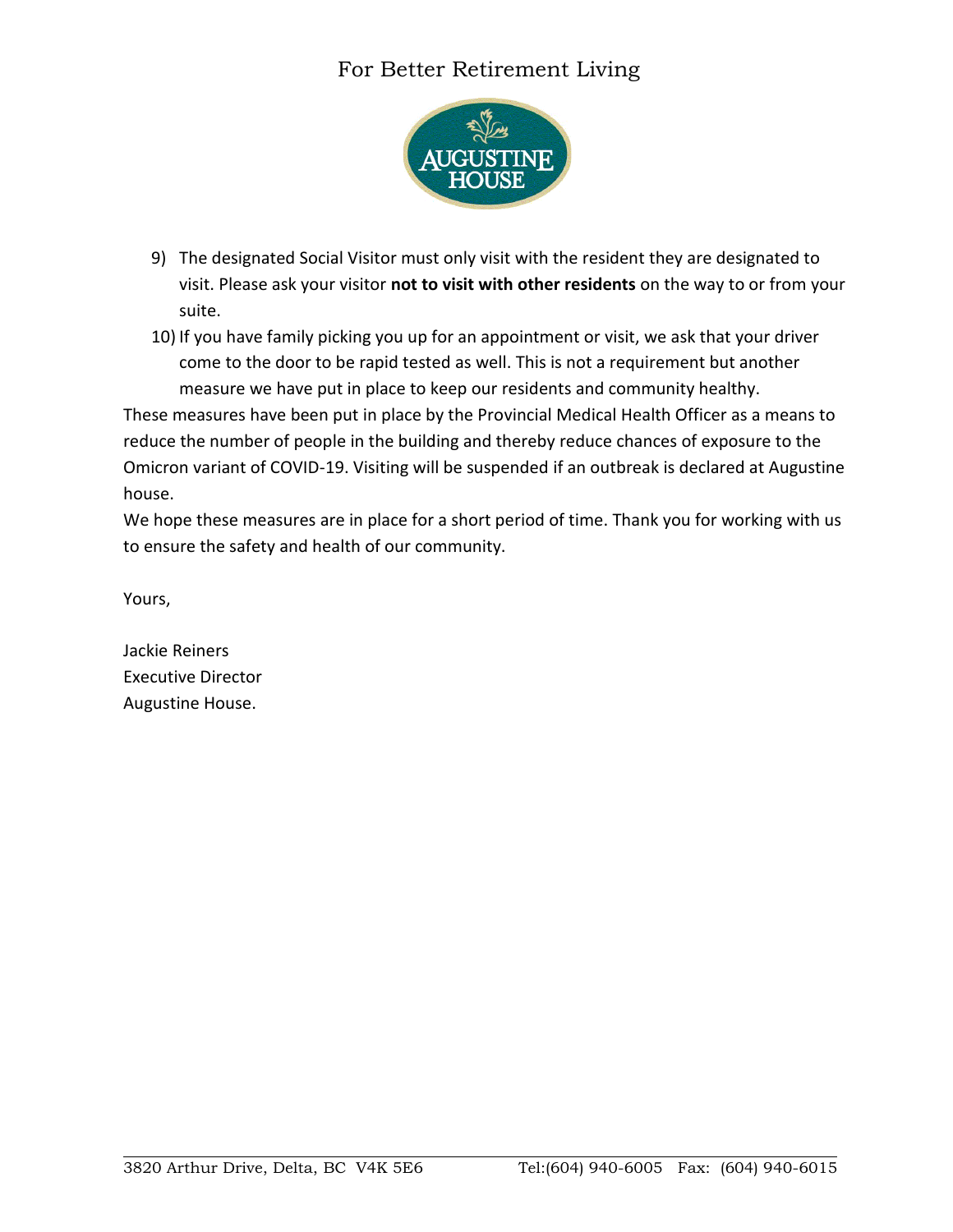9) The designated Social Visitor must only visit with the resident they are designated to visit. Please ask your visitor **not to visit with other residents** on the way to or from your suite.
10) If you have family picking you up for an appointment or visit, we ask that your driver come to the door to be rapid tested as well. This is not a requirement but another measure we have put in place to keep our residents and community healthy.

These measures have been put in place by the Provincial Medical Health Officer as a means to reduce the number of people in the building and thereby reduce chances of exposure to the Omicron variant of COVID-19. Visiting will be suspended if an outbreak is declared at Augustine house.

We hope these measures are in place for a short period of time. Thank you for working with us to ensure the safety and health of our community.

Yours,

Jackie Reiners
Executive Director
Augustine House.